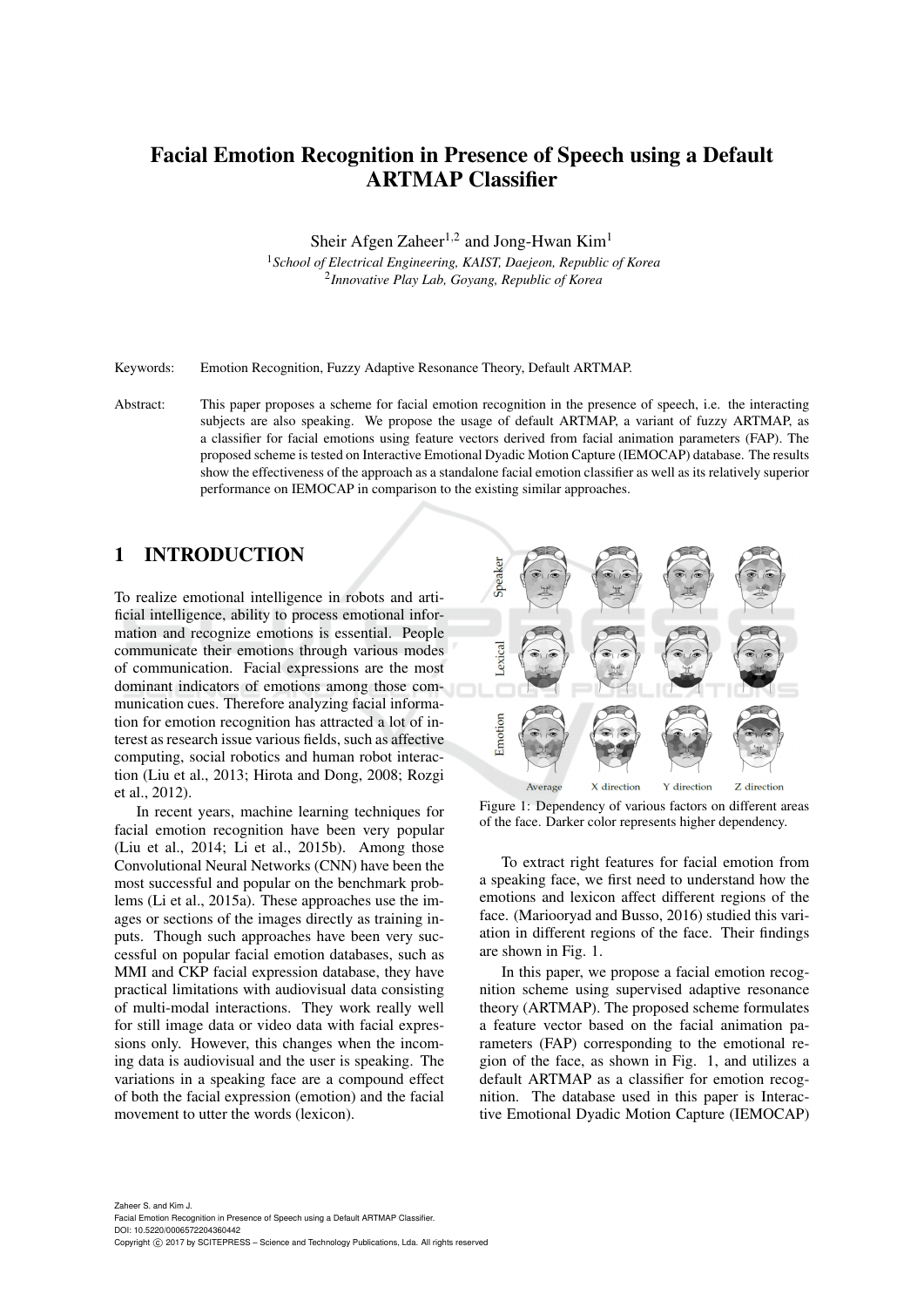# Facial Emotion Recognition in Presence of Speech using a Default ARTMAP Classifier

Sheir Afgen Zaheer[1,2] and Jong-Hwan Kim[1]

[1]*School of Electrical Engineering, KAIST, Daejeon, Republic of Korea*
[2]*Innovative Play Lab, Goyang, Republic of Korea*

Keywords: Emotion Recognition, Fuzzy Adaptive Resonance Theory, Default ARTMAP.

Abstract: This paper proposes a scheme for facial emotion recognition in the presence of speech, i.e. the interacting subjects are also speaking. We propose the usage of default ARTMAP, a variant of fuzzy ARTMAP, as a classifier for facial emotions using feature vectors derived from facial animation parameters (FAP). The proposed scheme is tested on Interactive Emotional Dyadic Motion Capture (IEMOCAP) database. The results show the effectiveness of the approach as a standalone facial emotion classifier as well as its relatively superior performance on IEMOCAP in comparison to the existing similar approaches.

## 1 INTRODUCTION

To realize emotional intelligence in robots and artificial intelligence, ability to process emotional information and recognize emotions is essential. People communicate their emotions through various modes of communication. Facial expressions are the most dominant indicators of emotions among those communication cues. Therefore analyzing facial information for emotion recognition has attracted a lot of interest as research issue various fields, such as affective computing, social robotics and human robot interaction (Liu et al., 2013; Hirota and Dong, 2008; Rozgi et al., 2012).

In recent years, machine learning techniques for facial emotion recognition have been very popular (Liu et al., 2014; Li et al., 2015b). Among those Convolutional Neural Networks (CNN) have been the most successful and popular on the benchmark problems (Li et al., 2015a). These approaches use the images or sections of the images directly as training inputs. Though such approaches have been very successful on popular facial emotion databases, such as MMI and CKP facial expression database, they have practical limitations with audiovisual data consisting of multi-modal interactions. They work really well for still image data or video data with facial expressions only. However, this changes when the incoming data is audiovisual and the user is speaking. The variations in a speaking face are a compound effect of both the facial expression (emotion) and the facial movement to utter the words (lexicon).

Figure 1: Dependency of various factors on different areas of the face. Darker color represents higher dependency.

To extract right features for facial emotion from a speaking face, we first need to understand how the emotions and lexicon affect different regions of the face. (Mariooryad and Busso, 2016) studied this variation in different regions of the face. Their findings are shown in Fig. 1.

In this paper, we propose a facial emotion recognition scheme using supervised adaptive resonance theory (ARTMAP). The proposed scheme formulates a feature vector based on the facial animation parameters (FAP) corresponding to the emotional region of the face, as shown in Fig. 1, and utilizes a default ARTMAP as a classifier for emotion recognition. The database used in this paper is Interactive Emotional Dyadic Motion Capture (IEMOCAP)

Zaheer S. and Kim J.
Facial Emotion Recognition in Presence of Speech using a Default ARTMAP Classifier.
DOI: 10.5220/0006572204360442
Copyright © 2017 by SCITEPRESS – Science and Technology Publications, Lda. All rights reserved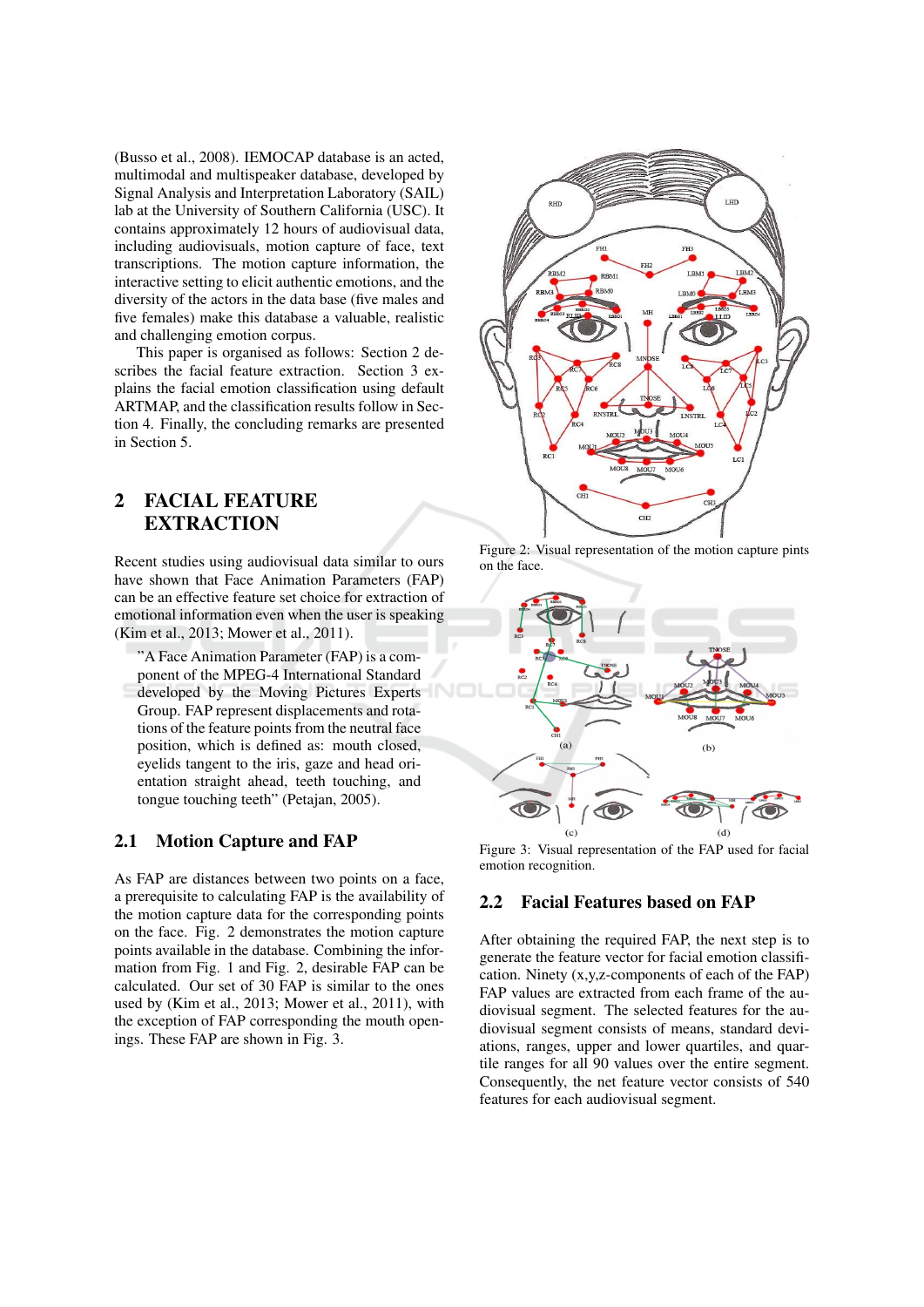(Busso et al., 2008). IEMOCAP database is an acted, multimodal and multispeaker database, developed by Signal Analysis and Interpretation Laboratory (SAIL) lab at the University of Southern California (USC). It contains approximately 12 hours of audiovisual data, including audiovisuals, motion capture of face, text transcriptions. The motion capture information, the interactive setting to elicit authentic emotions, and the diversity of the actors in the data base (five males and five females) make this database a valuable, realistic and challenging emotion corpus.

This paper is organised as follows: Section 2 describes the facial feature extraction. Section 3 explains the facial emotion classification using default ARTMAP, and the classification results follow in Section 4. Finally, the concluding remarks are presented in Section 5.

## 2 FACIAL FEATURE EXTRACTION

Recent studies using audiovisual data similar to ours have shown that Face Animation Parameters (FAP) can be an effective feature set choice for extraction of emotional information even when the user is speaking (Kim et al., 2013; Mower et al., 2011).

> "A Face Animation Parameter (FAP) is a component of the MPEG-4 International Standard developed by the Moving Pictures Experts Group. FAP represent displacements and rotations of the feature points from the neutral face position, which is defined as: mouth closed, eyelids tangent to the iris, gaze and head orientation straight ahead, teeth touching, and tongue touching teeth" (Petajan, 2005).

### 2.1 Motion Capture and FAP

As FAP are distances between two points on a face, a prerequisite to calculating FAP is the availability of the motion capture data for the corresponding points on the face. Fig. 2 demonstrates the motion capture points available in the database. Combining the information from Fig. 1 and Fig. 2, desirable FAP can be calculated. Our set of 30 FAP is similar to the ones used by (Kim et al., 2013; Mower et al., 2011), with the exception of FAP corresponding the mouth openings. These FAP are shown in Fig. 3.

Figure 2: Visual representation of the motion capture pints on the face.

Figure 3: Visual representation of the FAP used for facial emotion recognition.

### 2.2 Facial Features based on FAP

After obtaining the required FAP, the next step is to generate the feature vector for facial emotion classification. Ninety (x,y,z-components of each of the FAP) FAP values are extracted from each frame of the audiovisual segment. The selected features for the audiovisual segment consists of means, standard deviations, ranges, upper and lower quartiles, and quartile ranges for all 90 values over the entire segment. Consequently, the net feature vector consists of 540 features for each audiovisual segment.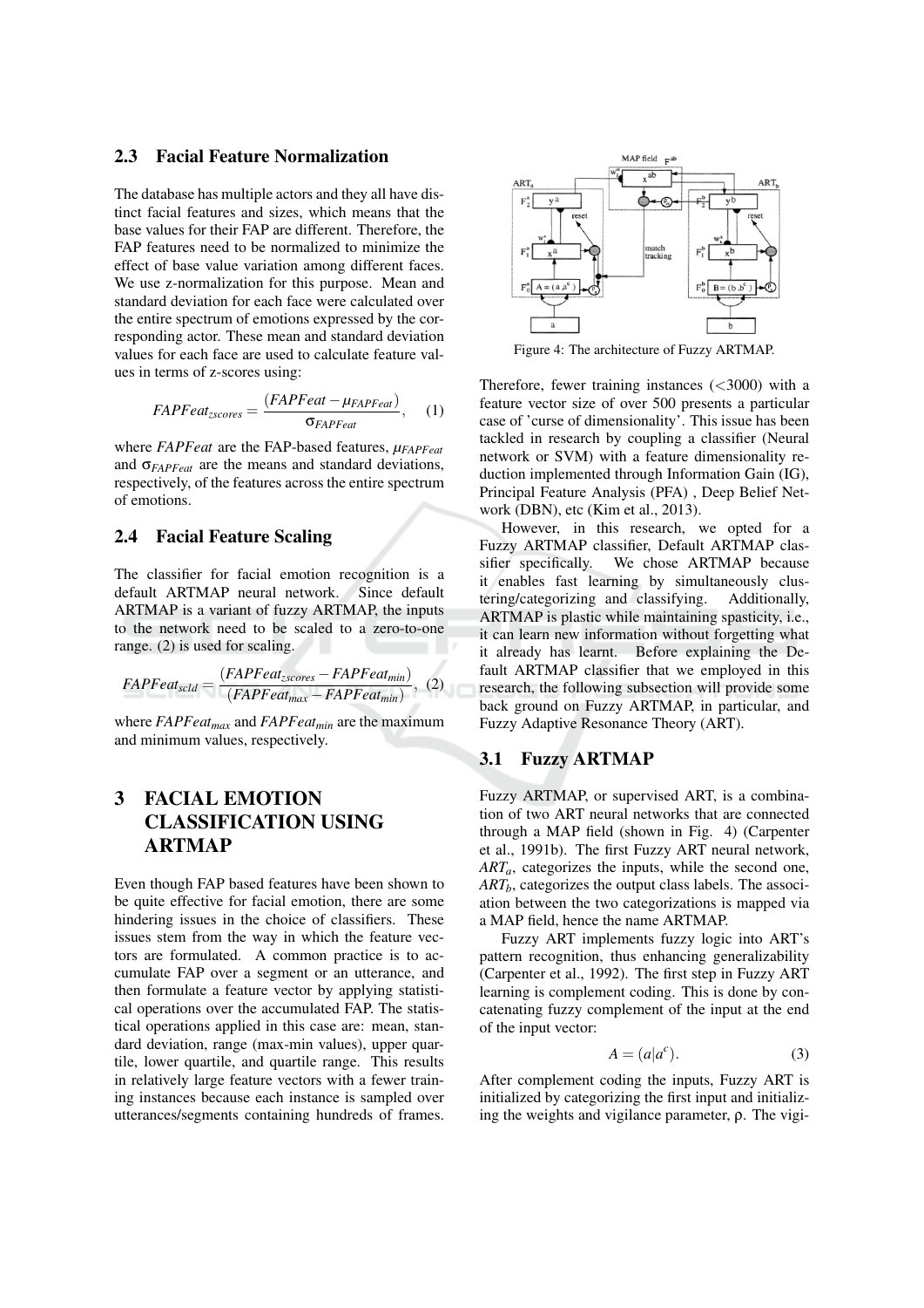### 2.3 Facial Feature Normalization

The database has multiple actors and they all have distinct facial features and sizes, which means that the base values for their FAP are different. Therefore, the FAP features need to be normalized to minimize the effect of base value variation among different faces. We use z-normalization for this purpose. Mean and standard deviation for each face were calculated over the entire spectrum of emotions expressed by the corresponding actor. These mean and standard deviation values for each face are used to calculate feature values in terms of z-scores using:

$$FAPFeat_{zscores} = \frac{(FAPFeat - \mu_{FAPFeat})}{\sigma_{FAPFeat}}, \quad (1)$$

where *FAPFeat* are the FAP-based features, $\mu_{FAPFeat}$ and $\sigma_{FAPFeat}$ are the means and standard deviations, respectively, of the features across the entire spectrum of emotions.

### 2.4 Facial Feature Scaling

The classifier for facial emotion recognition is a default ARTMAP neural network. Since default ARTMAP is a variant of fuzzy ARTMAP, the inputs to the network need to be scaled to a zero-to-one range. (2) is used for scaling.

$$FAPFeat_{scld} = \frac{(FAPFeat_{zscores} - FAPFeat_{min})}{(FAPFeat_{max} - FAPFeat_{min})}, \quad (2)$$

where $FAPFeat_{max}$ and $FAPFeat_{min}$ are the maximum and minimum values, respectively.

## 3 FACIAL EMOTION CLASSIFICATION USING ARTMAP

Even though FAP based features have been shown to be quite effective for facial emotion, there are some hindering issues in the choice of classifiers. These issues stem from the way in which the feature vectors are formulated. A common practice is to accumulate FAP over a segment or an utterance, and then formulate a feature vector by applying statistical operations over the accumulated FAP. The statistical operations applied in this case are: mean, standard deviation, range (max-min values), upper quartile, lower quartile, and quartile range. This results in relatively large feature vectors with a fewer training instances because each instance is sampled over utterances/segments containing hundreds of frames.

Figure 4: The architecture of Fuzzy ARTMAP.

Therefore, fewer training instances (<3000) with a feature vector size of over 500 presents a particular case of 'curse of dimensionality'. This issue has been tackled in research by coupling a classifier (Neural network or SVM) with a feature dimensionality reduction implemented through Information Gain (IG), Principal Feature Analysis (PFA) , Deep Belief Network (DBN), etc (Kim et al., 2013).

However, in this research, we opted for a Fuzzy ARTMAP classifier, Default ARTMAP classifier specifically. We chose ARTMAP because it enables fast learning by simultaneously clustering/categorizing and classifying. Additionally, ARTMAP is plastic while maintaining spasticity, i.e., it can learn new information without forgetting what it already has learnt. Before explaining the Default ARTMAP classifier that we employed in this research, the following subsection will provide some back ground on Fuzzy ARTMAP, in particular, and Fuzzy Adaptive Resonance Theory (ART).

### 3.1 Fuzzy ARTMAP

Fuzzy ARTMAP, or supervised ART, is a combination of two ART neural networks that are connected through a MAP field (shown in Fig. 4) (Carpenter et al., 1991b). The first Fuzzy ART neural network, $ART_a$, categorizes the inputs, while the second one, $ART_b$, categorizes the output class labels. The association between the two categorizations is mapped via a MAP field, hence the name ARTMAP.

Fuzzy ART implements fuzzy logic into ART's pattern recognition, thus enhancing generalizability (Carpenter et al., 1992). The first step in Fuzzy ART learning is complement coding. This is done by concatenating fuzzy complement of the input at the end of the input vector:

$$A = (a|a^c). \quad (3)$$

After complement coding the inputs, Fuzzy ART is initialized by categorizing the first input and initializing the weights and vigilance parameter, $\rho$. The vigi-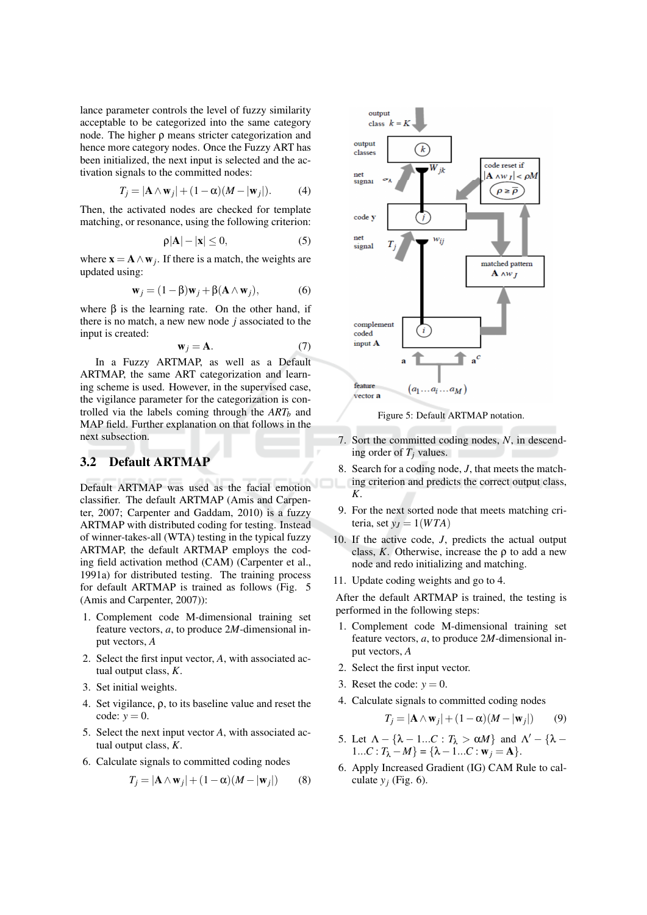lance parameter controls the level of fuzzy similarity acceptable to be categorized into the same category node. The higher ρ means stricter categorization and hence more category nodes. Once the Fuzzy ART has been initialized, the next input is selected and the activation signals to the committed nodes:

$$T_j = |\mathbf{A} \wedge \mathbf{w}_j| + (1-\alpha)(M - |\mathbf{w}_j|). \quad (4)$$

Then, the activated nodes are checked for template matching, or resonance, using the following criterion:

$$\rho|\mathbf{A}| - |\mathbf{x}| \leq 0, \quad (5)$$

where $\mathbf{x} = \mathbf{A} \wedge \mathbf{w}_j$. If there is a match, the weights are updated using:

$$\mathbf{w}_j = (1-\beta)\mathbf{w}_j + \beta(\mathbf{A} \wedge \mathbf{w}_j), \quad (6)$$

where β is the learning rate. On the other hand, if there is no match, a new new node $j$ associated to the input is created:

$$\mathbf{w}_j = \mathbf{A}. \quad (7)$$

In a Fuzzy ARTMAP, as well as a Default ARTMAP, the same ART categorization and learning scheme is used. However, in the supervised case, the vigilance parameter for the categorization is controlled via the labels coming through the $ART_b$ and MAP field. Further explanation on that follows in the next subsection.

## 3.2 Default ARTMAP

Default ARTMAP was used as the facial emotion classifier. The default ARTMAP (Amis and Carpenter, 2007; Carpenter and Gaddam, 2010) is a fuzzy ARTMAP with distributed coding for testing. Instead of winner-takes-all (WTA) testing in the typical fuzzy ARTMAP, the default ARTMAP employs the coding field activation method (CAM) (Carpenter et al., 1991a) for distributed testing. The training process for default ARTMAP is trained as follows (Fig. 5 (Amis and Carpenter, 2007)):

1. Complement code M-dimensional training set feature vectors, $a$, to produce $2M$-dimensional input vectors, $A$
2. Select the first input vector, $A$, with associated actual output class, $K$.
3. Set initial weights.
4. Set vigilance, ρ, to its baseline value and reset the code: $y = 0$.
5. Select the next input vector $A$, with associated actual output class, $K$.
6. Calculate signals to committed coding nodes

$$T_j = |\mathbf{A} \wedge \mathbf{w}_j| + (1-\alpha)(M - |\mathbf{w}_j|) \quad (8)$$

Figure 5: Default ARTMAP notation.

7. Sort the committed coding nodes, $N$, in descending order of $T_j$ values.
8. Search for a coding node, $J$, that meets the matching criterion and predicts the correct output class, $K$.
9. For the next sorted node that meets matching criteria, set $y_J = 1(WTA)$
10. If the active code, $J$, predicts the actual output class, $K$. Otherwise, increase the ρ to add a new node and redo initializing and matching.
11. Update coding weights and go to 4.

After the default ARTMAP is trained, the testing is performed in the following steps:

1. Complement code M-dimensional training set feature vectors, $a$, to produce $2M$-dimensional input vectors, $A$
2. Select the first input vector.
3. Reset the code: $y = 0$.
4. Calculate signals to committed coding nodes

$$T_j = |\mathbf{A} \wedge \mathbf{w}_j| + (1-\alpha)(M - |\mathbf{w}_j|) \quad (9)$$

5. Let $\Lambda - \{\lambda - 1 \ldots C : T_\lambda > \alpha M\}$ and $\Lambda' - \{\lambda - 1 \ldots C : T_\lambda - M\} = \{\lambda - 1 \ldots C : \mathbf{w}_j = \mathbf{A}\}$.
6. Apply Increased Gradient (IG) CAM Rule to calculate $y_j$ (Fig. 6).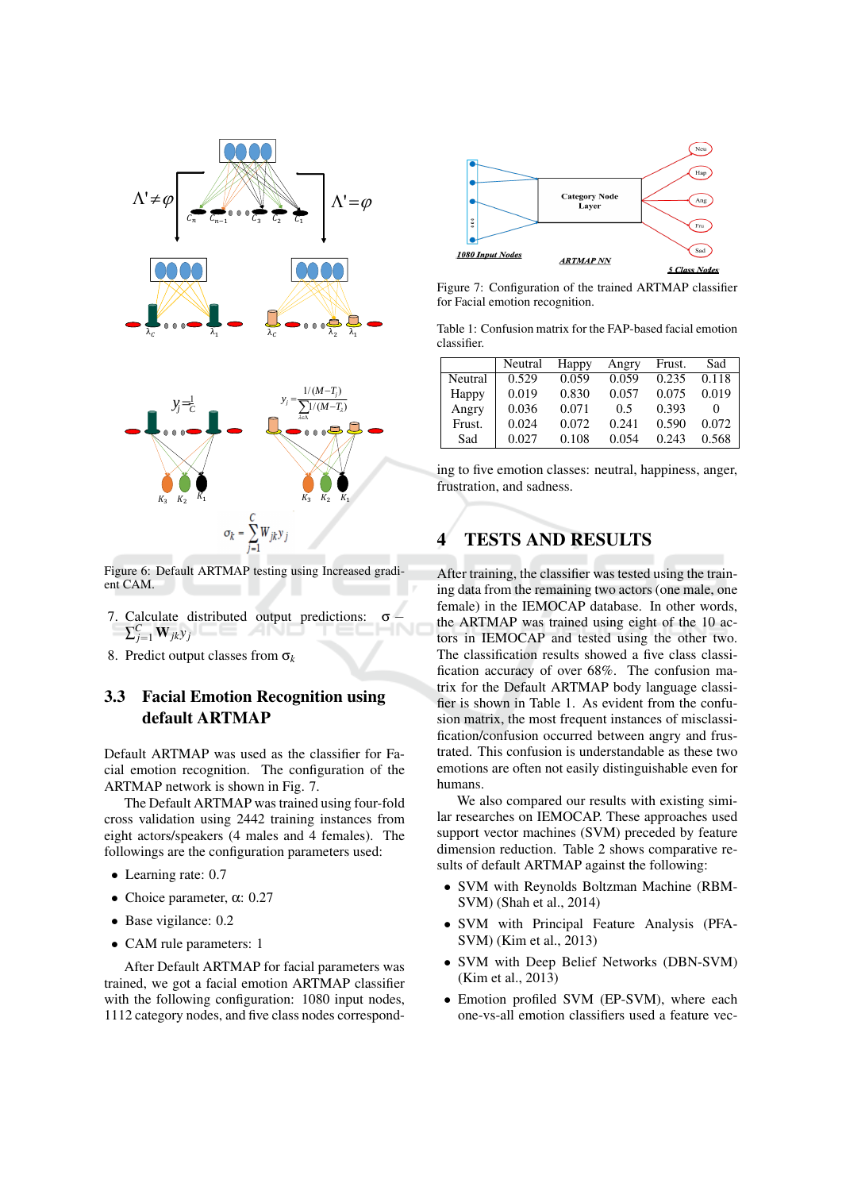Figure 6: Default ARTMAP testing using Increased gradient CAM.

7. Calculate distributed output predictions: $\sigma - \sum_{j=1}^{C} \mathbf{W}_{jk} y_j$
8. Predict output classes from $\sigma_k$

## 3.3 Facial Emotion Recognition using default ARTMAP

Default ARTMAP was used as the classifier for Facial emotion recognition. The configuration of the ARTMAP network is shown in Fig. 7.

The Default ARTMAP was trained using four-fold cross validation using 2442 training instances from eight actors/speakers (4 males and 4 females). The followings are the configuration parameters used:

- Learning rate: 0.7
- Choice parameter, $\alpha$: 0.27
- Base vigilance: 0.2
- CAM rule parameters: 1

After Default ARTMAP for facial parameters was trained, we got a facial emotion ARTMAP classifier with the following configuration: 1080 input nodes, 1112 category nodes, and five class nodes corresponding to five emotion classes: neutral, happiness, anger, frustration, and sadness.

Figure 7: Configuration of the trained ARTMAP classifier for Facial emotion recognition.

Table 1: Confusion matrix for the FAP-based facial emotion classifier.

| | Neutral | Happy | Angry | Frust. | Sad |
|---|---|---|---|---|---|
| Neutral | 0.529 | 0.059 | 0.059 | 0.235 | 0.118 |
| Happy | 0.019 | 0.830 | 0.057 | 0.075 | 0.019 |
| Angry | 0.036 | 0.071 | 0.5 | 0.393 | 0 |
| Frust. | 0.024 | 0.072 | 0.241 | 0.590 | 0.072 |
| Sad | 0.027 | 0.108 | 0.054 | 0.243 | 0.568 |

# 4 TESTS AND RESULTS

After training, the classifier was tested using the training data from the remaining two actors (one male, one female) in the IEMOCAP database. In other words, the ARTMAP was trained using eight of the 10 actors in IEMOCAP and tested using the other two. The classification results showed a five class classification accuracy of over 68%. The confusion matrix for the Default ARTMAP body language classifier is shown in Table 1. As evident from the confusion matrix, the most frequent instances of misclassification/confusion occurred between angry and frustrated. This confusion is understandable as these two emotions are often not easily distinguishable even for humans.

We also compared our results with existing similar researches on IEMOCAP. These approaches used support vector machines (SVM) preceded by feature dimension reduction. Table 2 shows comparative results of default ARTMAP against the following:

- SVM with Reynolds Boltzman Machine (RBM-SVM) (Shah et al., 2014)
- SVM with Principal Feature Analysis (PFA-SVM) (Kim et al., 2013)
- SVM with Deep Belief Networks (DBN-SVM) (Kim et al., 2013)
- Emotion profiled SVM (EP-SVM), where each one-vs-all emotion classifiers used a feature vec-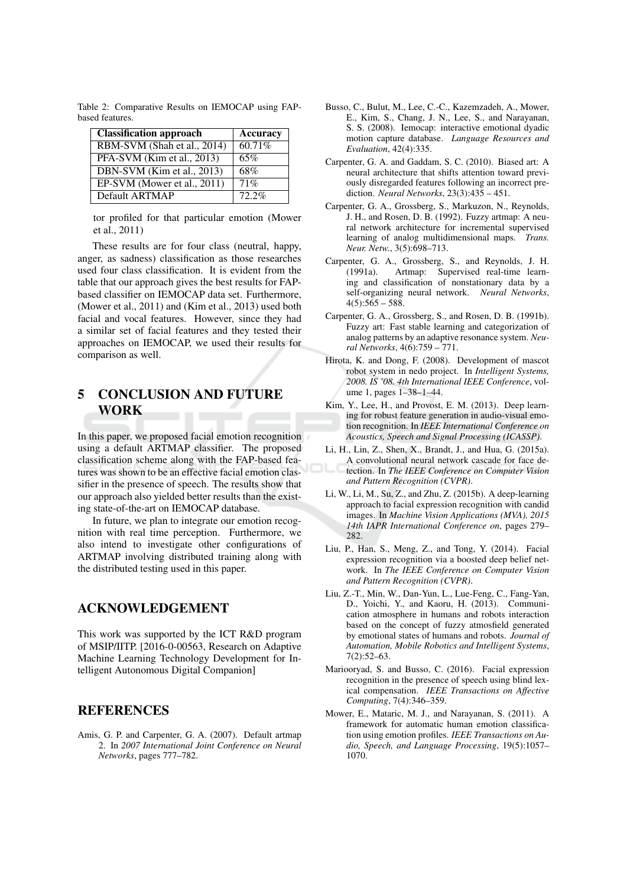Table 2: Comparative Results on IEMOCAP using FAP-based features.

| Classification approach | Accuracy |
|---|---|
| RBM-SVM (Shah et al., 2014) | 60.71% |
| PFA-SVM (Kim et al., 2013) | 65% |
| DBN-SVM (Kim et al., 2013) | 68% |
| EP-SVM (Mower et al., 2011) | 71% |
| Default ARTMAP | 72.2% |

tor profiled for that particular emotion (Mower et al., 2011)

These results are for four class (neutral, happy, anger, as sadness) classification as those researches used four class classification. It is evident from the table that our approach gives the best results for FAP-based classifier on IEMOCAP data set. Furthermore, (Mower et al., 2011) and (Kim et al., 2013) used both facial and vocal features. However, since they had a similar set of facial features and they tested their approaches on IEMOCAP, we used their results for comparison as well.

## 5 CONCLUSION AND FUTURE WORK

In this paper, we proposed facial emotion recognition using a default ARTMAP classifier. The proposed classification scheme along with the FAP-based features was shown to be an effective facial emotion classifier in the presence of speech. The results show that our approach also yielded better results than the existing state-of-the-art on IEMOCAP database.

In future, we plan to integrate our emotion recognition with real time perception. Furthermore, we also intend to investigate other configurations of ARTMAP involving distributed training along with the distributed testing used in this paper.

## ACKNOWLEDGEMENT

This work was supported by the ICT R&D program of MSIP/IITP. [2016-0-00563, Research on Adaptive Machine Learning Technology Development for Intelligent Autonomous Digital Companion]

## REFERENCES

Amis, G. P. and Carpenter, G. A. (2007). Default artmap 2. In *2007 International Joint Conference on Neural Networks*, pages 777–782.

Busso, C., Bulut, M., Lee, C.-C., Kazemzadeh, A., Mower, E., Kim, S., Chang, J. N., Lee, S., and Narayanan, S. S. (2008). Iemocap: interactive emotional dyadic motion capture database. *Language Resources and Evaluation*, 42(4):335.

Carpenter, G. A. and Gaddam, S. C. (2010). Biased art: A neural architecture that shifts attention toward previously disregarded features following an incorrect prediction. *Neural Networks*, 23(3):435 – 451.

Carpenter, G. A., Grossberg, S., Markuzon, N., Reynolds, J. H., and Rosen, D. B. (1992). Fuzzy artmap: A neural network architecture for incremental supervised learning of analog multidimensional maps. *Trans. Neur. Netw.*, 3(5):698–713.

Carpenter, G. A., Grossberg, S., and Reynolds, J. H. (1991a). Artmap: Supervised real-time learning and classification of nonstationary data by a self-organizing neural network. *Neural Networks*, 4(5):565 – 588.

Carpenter, G. A., Grossberg, S., and Rosen, D. B. (1991b). Fuzzy art: Fast stable learning and categorization of analog patterns by an adaptive resonance system. *Neural Networks*, 4(6):759 – 771.

Hirota, K. and Dong, F. (2008). Development of mascot robot system in nedo project. In *Intelligent Systems, 2008. IS '08. 4th International IEEE Conference*, volume 1, pages 1–38–1–44.

Kim, Y., Lee, H., and Provost, E. M. (2013). Deep learning for robust feature generation in audio-visual emotion recognition. In *IEEE International Conference on Acoustics, Speech and Signal Processing (ICASSP)*.

Li, H., Lin, Z., Shen, X., Brandt, J., and Hua, G. (2015a). A convolutional neural network cascade for face detection. In *The IEEE Conference on Computer Vision and Pattern Recognition (CVPR)*.

Li, W., Li, M., Su, Z., and Zhu, Z. (2015b). A deep-learning approach to facial expression recognition with candid images. In *Machine Vision Applications (MVA), 2015 14th IAPR International Conference on*, pages 279–282.

Liu, P., Han, S., Meng, Z., and Tong, Y. (2014). Facial expression recognition via a boosted deep belief network. In *The IEEE Conference on Computer Vision and Pattern Recognition (CVPR)*.

Liu, Z.-T., Min, W., Dan-Yun, L., Lue-Feng, C., Fang-Yan, D., Yoichi, Y., and Kaoru, H. (2013). Communication atmosphere in humans and robots interaction based on the concept of fuzzy atmosfield generated by emotional states of humans and robots. *Journal of Automation, Mobile Robotics and Intelligent Systems*, 7(2):52–63.

Mariooryad, S. and Busso, C. (2016). Facial expression recognition in the presence of speech using blind lexical compensation. *IEEE Transactions on Affective Computing*, 7(4):346–359.

Mower, E., Mataric, M. J., and Narayanan, S. (2011). A framework for automatic human emotion classification using emotion profiles. *IEEE Transactions on Audio, Speech, and Language Processing*, 19(5):1057–1070.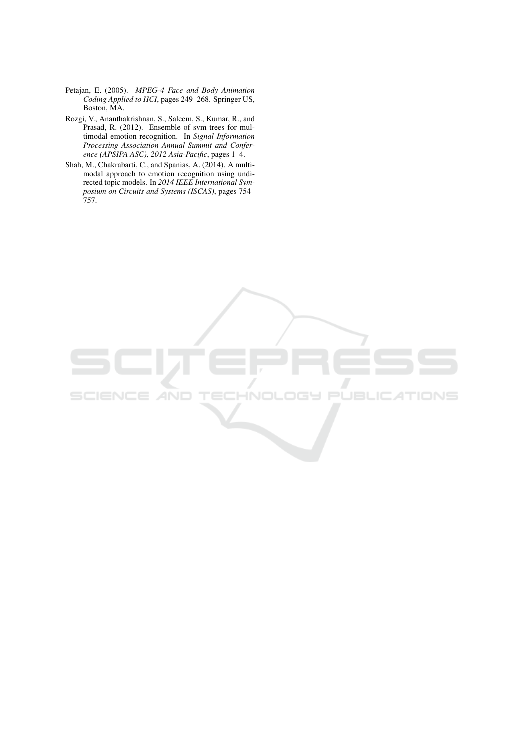Petajan, E. (2005). *MPEG-4 Face and Body Animation Coding Applied to HCI*, pages 249–268. Springer US, Boston, MA.

Rozgi, V., Ananthakrishnan, S., Saleem, S., Kumar, R., and Prasad, R. (2012). Ensemble of svm trees for multimodal emotion recognition. In *Signal Information Processing Association Annual Summit and Conference (APSIPA ASC), 2012 Asia-Pacific*, pages 1–4.

Shah, M., Chakrabarti, C., and Spanias, A. (2014). A multimodal approach to emotion recognition using undirected topic models. In *2014 IEEE International Symposium on Circuits and Systems (ISCAS)*, pages 754–757.